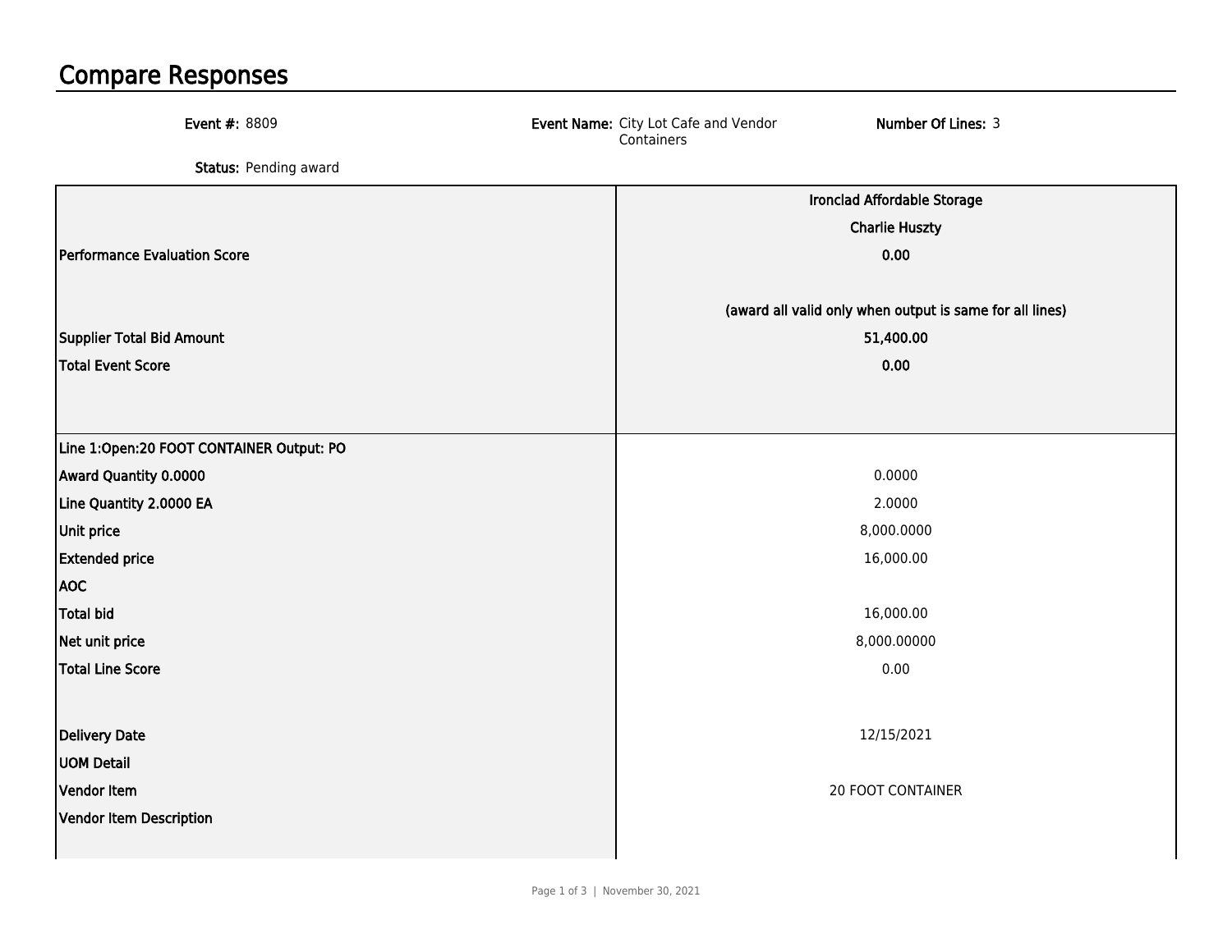# Compare Responses

**Event #:** 8809

**Event Name:** City Lot Cafe and Vendor Containers

**Number Of Lines:** 3

**Status:** Pending award

| | Ironclad Affordable Storage<br>Charlie Huszty |
|---|---|
| Performance Evaluation Score | 0.00 |
| | (award all valid only when output is same for all lines) |
| Supplier Total Bid Amount | 51,400.00 |
| Total Event Score | 0.00 |
| **Line 1:Open:20 FOOT CONTAINER Output: PO** | |
| Award Quantity 0.0000 | 0.0000 |
| Line Quantity 2.0000 EA | 2.0000 |
| Unit price | 8,000.0000 |
| Extended price | 16,000.00 |
| AOC | |
| Total bid | 16,000.00 |
| Net unit price | 8,000.00000 |
| Total Line Score | 0.00 |
| Delivery Date | 12/15/2021 |
| UOM Detail | |
| Vendor Item | 20 FOOT CONTAINER |
| Vendor Item Description | |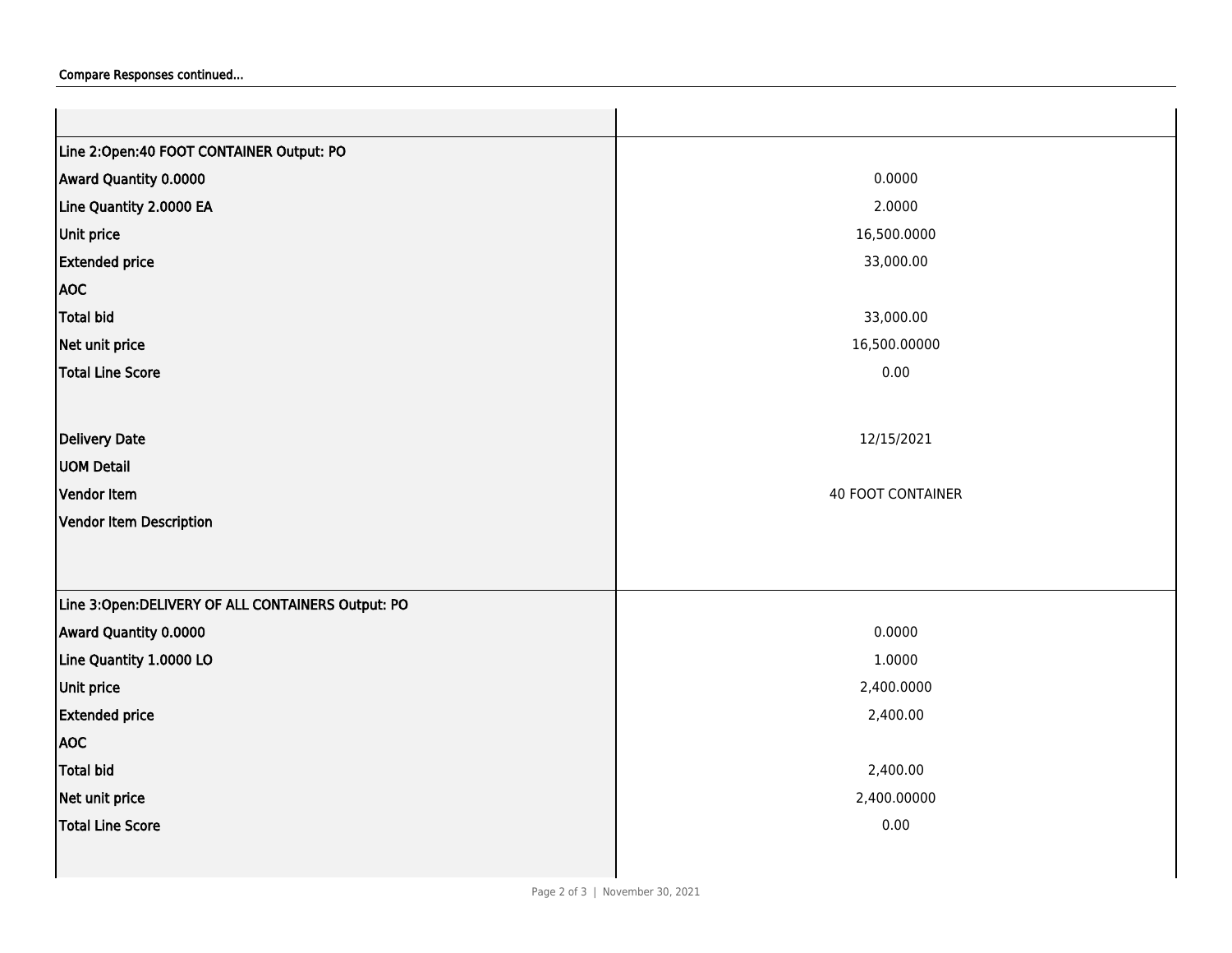Compare Responses continued...

| | |
|---|---|
| **Line 2:Open:40 FOOT CONTAINER Output: PO** | |
| **Award Quantity 0.0000** | 0.0000 |
| **Line Quantity 2.0000 EA** | 2.0000 |
| **Unit price** | 16,500.0000 |
| **Extended price** | 33,000.00 |
| **AOC** | |
| **Total bid** | 33,000.00 |
| **Net unit price** | 16,500.00000 |
| **Total Line Score** | 0.00 |
| **Delivery Date** | 12/15/2021 |
| **UOM Detail** | |
| **Vendor Item** | 40 FOOT CONTAINER |
| **Vendor Item Description** | |
| **Line 3:Open:DELIVERY OF ALL CONTAINERS Output: PO** | |
| **Award Quantity 0.0000** | 0.0000 |
| **Line Quantity 1.0000 LO** | 1.0000 |
| **Unit price** | 2,400.0000 |
| **Extended price** | 2,400.00 |
| **AOC** | |
| **Total bid** | 2,400.00 |
| **Net unit price** | 2,400.00000 |
| **Total Line Score** | 0.00 |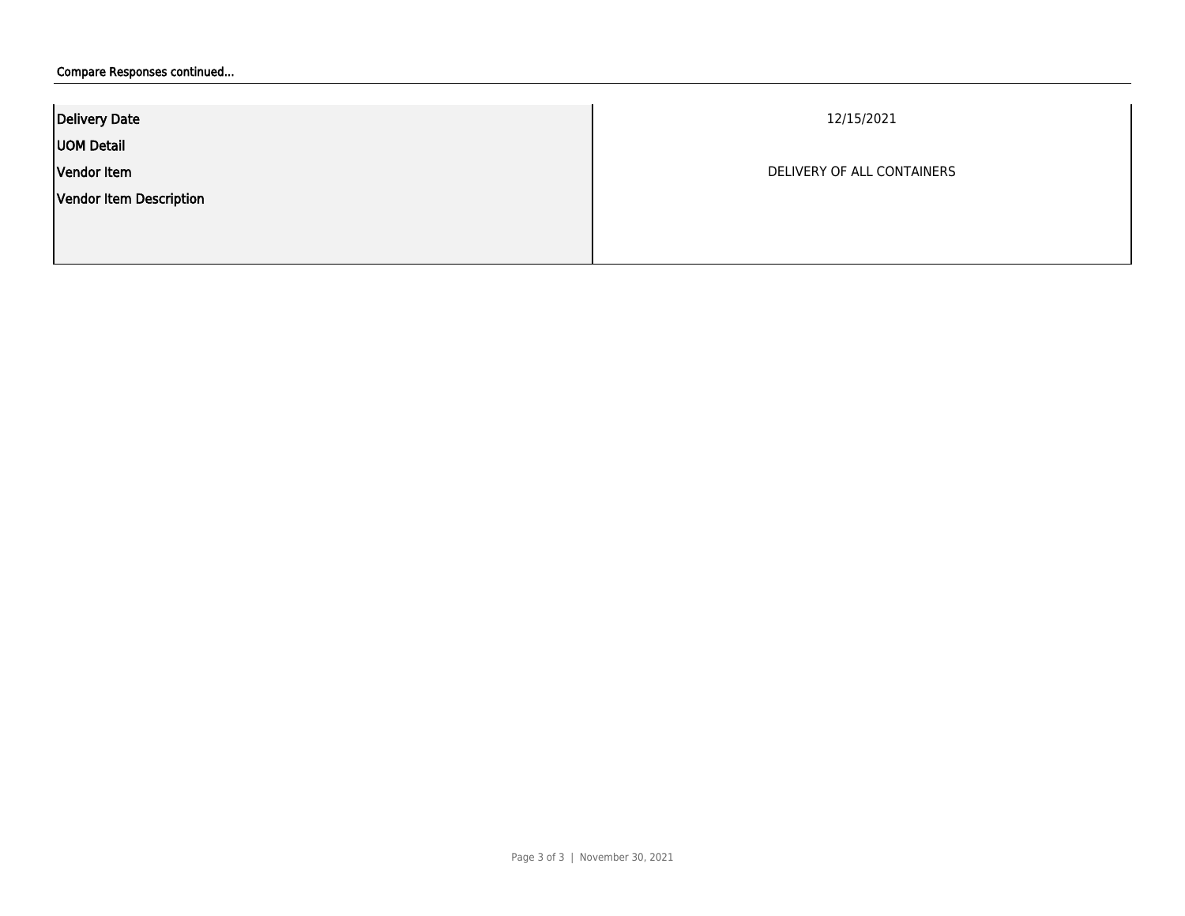Compare Responses continued...

| | |
|---|---|
| Delivery Date | 12/15/2021 |
| UOM Detail | |
| Vendor Item | DELIVERY OF ALL CONTAINERS |
| Vendor Item Description | |